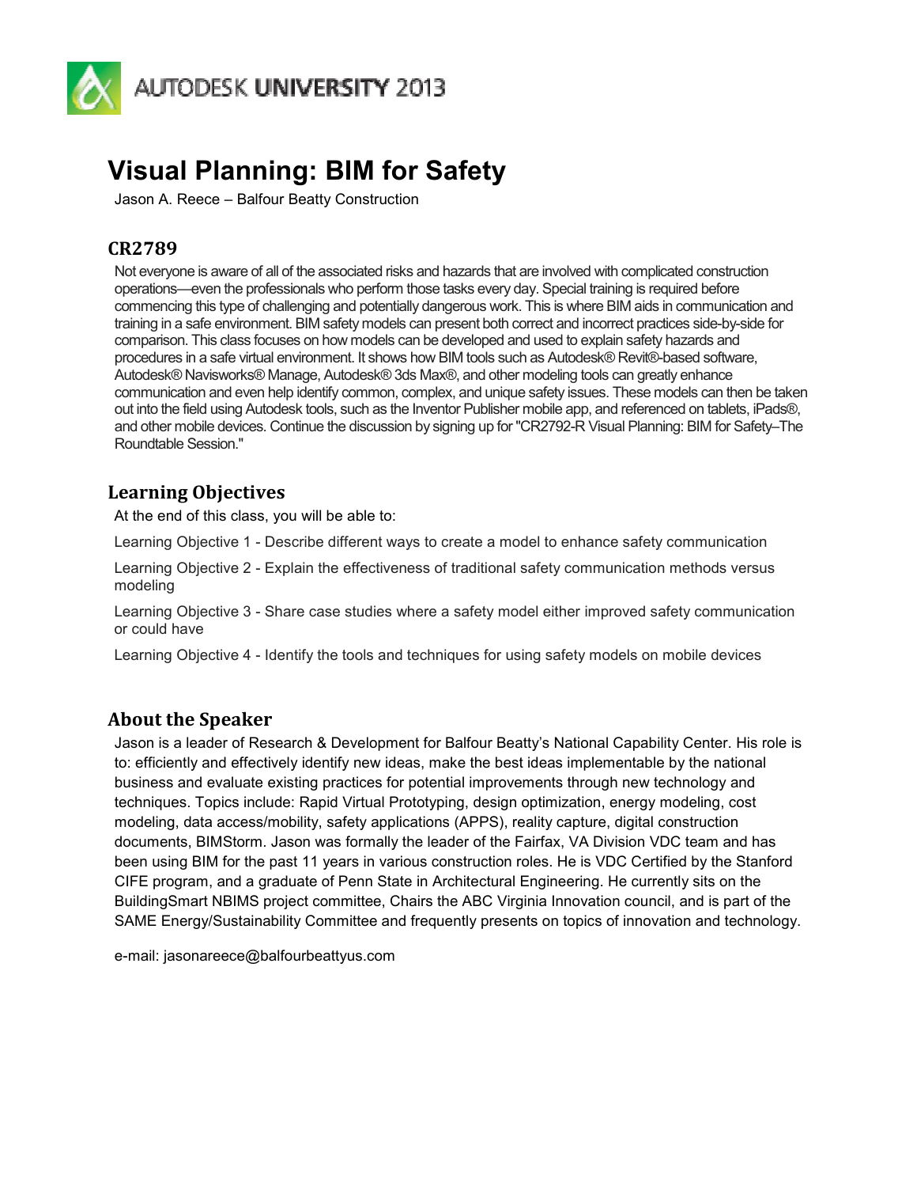# Visual Planning: BIM for Safety

Jason A. Reece – Balfour Beatty Construction

## CR2789

Not everyone is aware of all of the associated risks and hazards that are involved with complicated construction operations—even the professionals who perform those tasks every day. Special training is required before commencing this type of challenging and potentially dangerous work. This is where BIM aids in communication and training in a safe environment. BIM safety models can present both correct and incorrect practices side-by-side for comparison. This class focuses on how models can be developed and used to explain safety hazards and procedures in a safe virtual environment. It shows how BIM tools such as Autodesk® Revit®-based software, Autodesk® Navisworks® Manage, Autodesk® 3ds Max®, and other modeling tools can greatly enhance communication and even help identify common, complex, and unique safety issues. These models can then be taken out into the field using Autodesk tools, such as the Inventor Publisher mobile app, and referenced on tablets, iPads®, and other mobile devices. Continue the discussion by signing up for "CR2792-R Visual Planning: BIM for Safety–The Roundtable Session."

## Learning Objectives

At the end of this class, you will be able to:

Learning Objective 1 - Describe different ways to create a model to enhance safety communication

Learning Objective 2 - Explain the effectiveness of traditional safety communication methods versus modeling

Learning Objective 3 - Share case studies where a safety model either improved safety communication or could have

Learning Objective 4 - Identify the tools and techniques for using safety models on mobile devices

## About the Speaker

Jason is a leader of Research & Development for Balfour Beatty's National Capability Center. His role is to: efficiently and effectively identify new ideas, make the best ideas implementable by the national business and evaluate existing practices for potential improvements through new technology and techniques. Topics include: Rapid Virtual Prototyping, design optimization, energy modeling, cost modeling, data access/mobility, safety applications (APPS), reality capture, digital construction documents, BIMStorm. Jason was formally the leader of the Fairfax, VA Division VDC team and has been using BIM for the past 11 years in various construction roles. He is VDC Certified by the Stanford CIFE program, and a graduate of Penn State in Architectural Engineering. He currently sits on the BuildingSmart NBIMS project committee, Chairs the ABC Virginia Innovation council, and is part of the SAME Energy/Sustainability Committee and frequently presents on topics of innovation and technology.

e-mail: jasonareece@balfourbeattyus.com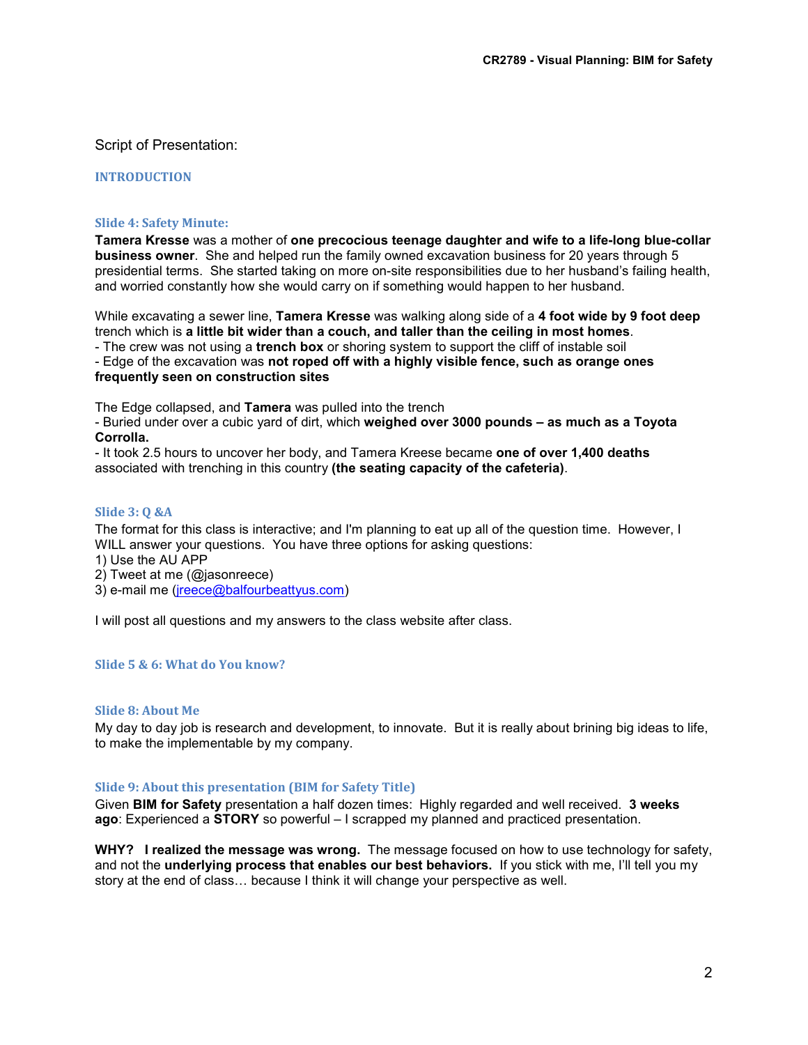Script of Presentation:

## INTRODUCTION

### Slide 4: Safety Minute:

**Tamera Kresse** was a mother of **one precocious teenage daughter and wife to a life-long blue-collar business owner**. She and helped run the family owned excavation business for 20 years through 5 presidential terms. She started taking on more on-site responsibilities due to her husband's failing health, and worried constantly how she would carry on if something would happen to her husband.

While excavating a sewer line, **Tamera Kresse** was walking along side of a **4 foot wide by 9 foot deep** trench which is **a little bit wider than a couch, and taller than the ceiling in most homes**.
- The crew was not using a **trench box** or shoring system to support the cliff of instable soil
- Edge of the excavation was **not roped off with a highly visible fence, such as orange ones frequently seen on construction sites**

The Edge collapsed, and **Tamera** was pulled into the trench
- Buried under over a cubic yard of dirt, which **weighed over 3000 pounds – as much as a Toyota Corrolla.**
- It took 2.5 hours to uncover her body, and Tamera Kreese became **one of over 1,400 deaths** associated with trenching in this country **(the seating capacity of the cafeteria)**.

### Slide 3: Q &A

The format for this class is interactive; and I'm planning to eat up all of the question time. However, I WILL answer your questions. You have three options for asking questions:
1) Use the AU APP
2) Tweet at me (@jasonreece)
3) e-mail me (jreece@balfourbeattyus.com)

I will post all questions and my answers to the class website after class.

### Slide 5 & 6: What do You know?

### Slide 8: About Me

My day to day job is research and development, to innovate. But it is really about brining big ideas to life, to make the implementable by my company.

### Slide 9: About this presentation (BIM for Safety Title)

Given **BIM for Safety** presentation a half dozen times: Highly regarded and well received. **3 weeks ago**: Experienced a **STORY** so powerful – I scrapped my planned and practiced presentation.

**WHY? I realized the message was wrong.** The message focused on how to use technology for safety, and not the **underlying process that enables our best behaviors.** If you stick with me, I'll tell you my story at the end of class… because I think it will change your perspective as well.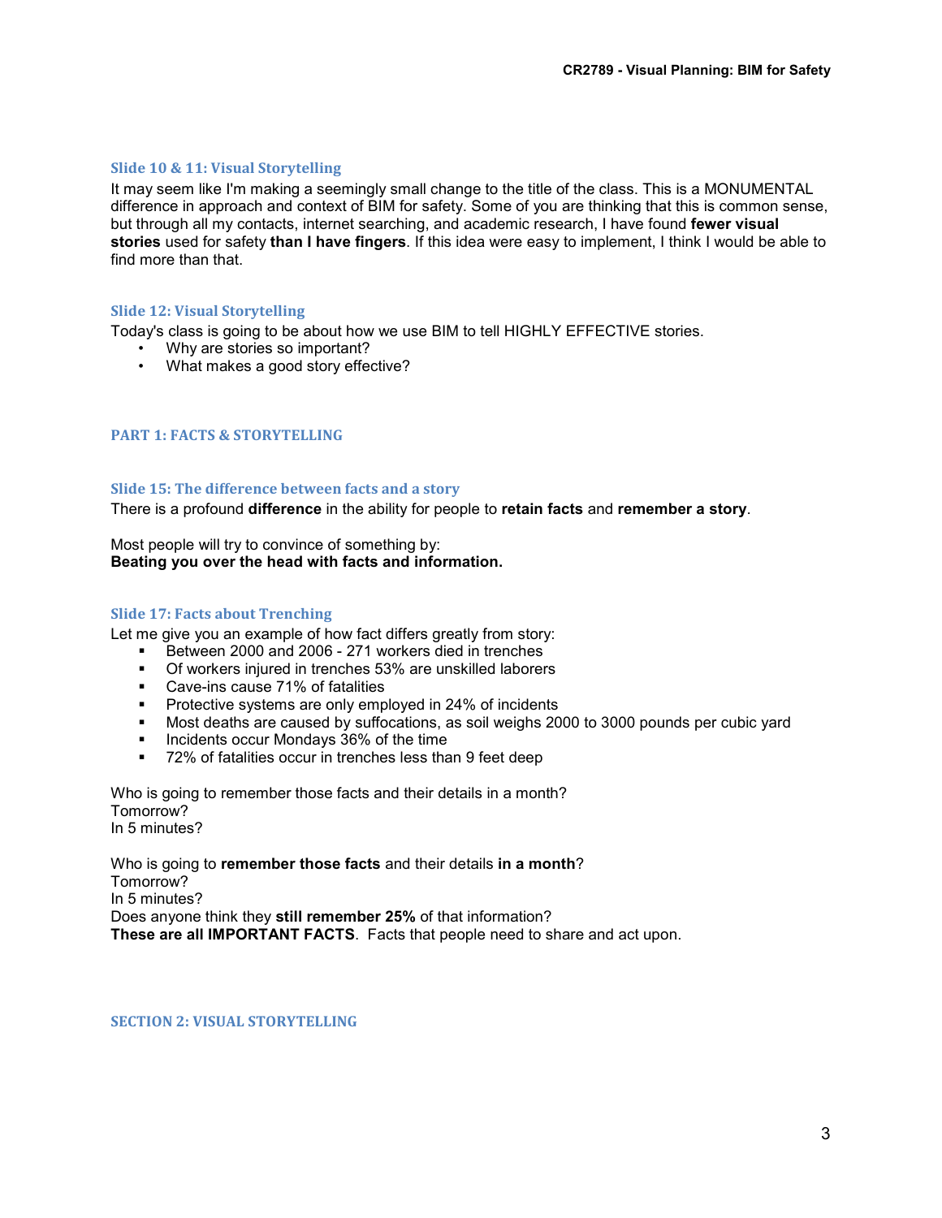### Slide 10 & 11: Visual Storytelling

It may seem like I'm making a seemingly small change to the title of the class. This is a MONUMENTAL difference in approach and context of BIM for safety. Some of you are thinking that this is common sense, but through all my contacts, internet searching, and academic research, I have found **fewer visual stories** used for safety **than I have fingers**. If this idea were easy to implement, I think I would be able to find more than that.

### Slide 12: Visual Storytelling

Today's class is going to be about how we use BIM to tell HIGHLY EFFECTIVE stories.

- Why are stories so important?
- What makes a good story effective?

## PART 1: FACTS & STORYTELLING

### Slide 15: The difference between facts and a story

There is a profound **difference** in the ability for people to **retain facts** and **remember a story**.

Most people will try to convince of something by:
**Beating you over the head with facts and information.**

### Slide 17: Facts about Trenching

Let me give you an example of how fact differs greatly from story:

- Between 2000 and 2006 - 271 workers died in trenches
- Of workers injured in trenches 53% are unskilled laborers
- Cave-ins cause 71% of fatalities
- Protective systems are only employed in 24% of incidents
- Most deaths are caused by suffocations, as soil weighs 2000 to 3000 pounds per cubic yard
- Incidents occur Mondays 36% of the time
- 72% of fatalities occur in trenches less than 9 feet deep

Who is going to remember those facts and their details in a month?
Tomorrow?
In 5 minutes?

Who is going to **remember those facts** and their details **in a month**?
Tomorrow?
In 5 minutes?
Does anyone think they **still remember 25%** of that information?
**These are all IMPORTANT FACTS**. Facts that people need to share and act upon.

## SECTION 2: VISUAL STORYTELLING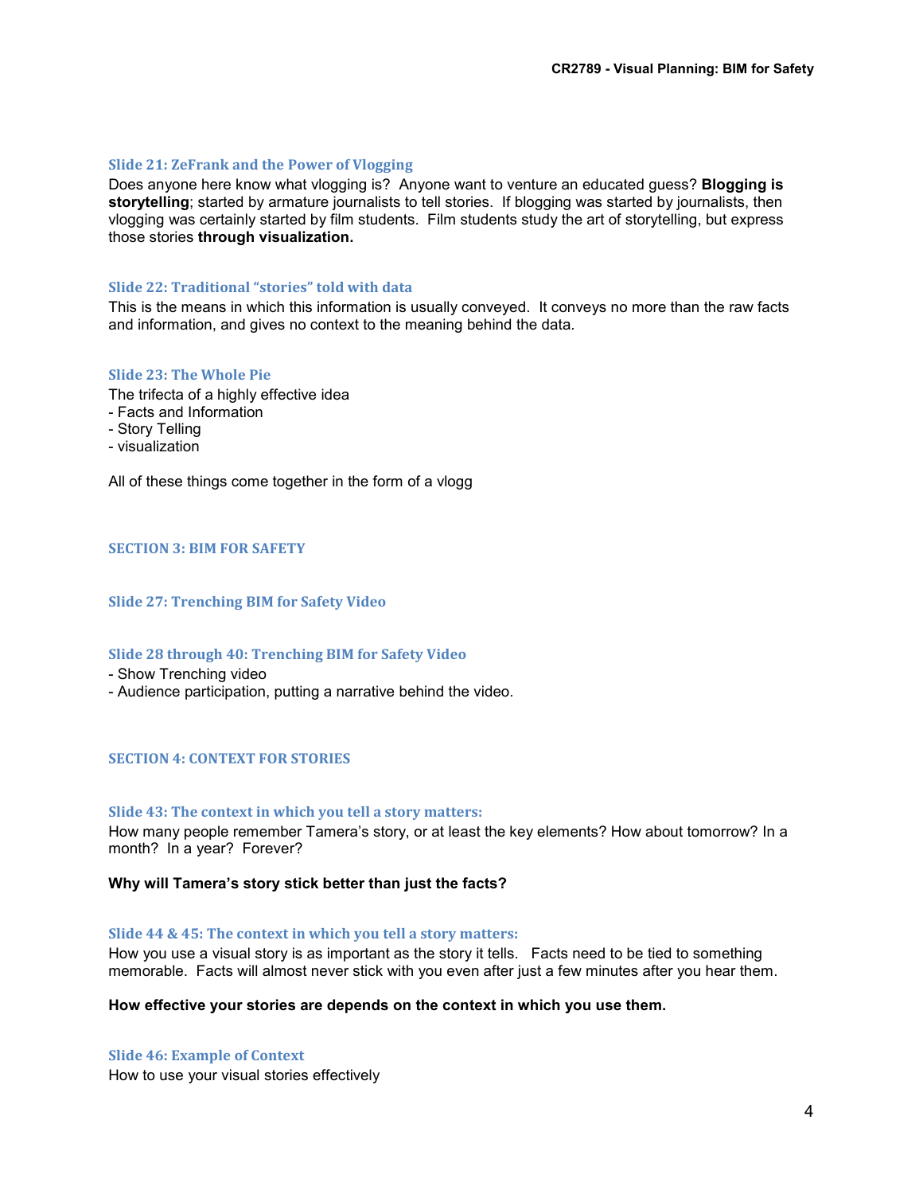### Slide 21: ZeFrank and the Power of Vlogging

Does anyone here know what vlogging is? Anyone want to venture an educated guess? **Blogging is storytelling**; started by armature journalists to tell stories. If blogging was started by journalists, then vlogging was certainly started by film students. Film students study the art of storytelling, but express those stories **through visualization.**

### Slide 22: Traditional "stories" told with data

This is the means in which this information is usually conveyed. It conveys no more than the raw facts and information, and gives no context to the meaning behind the data.

### Slide 23: The Whole Pie

The trifecta of a highly effective idea

- Facts and Information
- Story Telling
- visualization

All of these things come together in the form of a vlogg

## SECTION 3: BIM FOR SAFETY

### Slide 27: Trenching BIM for Safety Video

### Slide 28 through 40: Trenching BIM for Safety Video

- Show Trenching video
- Audience participation, putting a narrative behind the video.

## SECTION 4: CONTEXT FOR STORIES

### Slide 43: The context in which you tell a story matters:

How many people remember Tamera's story, or at least the key elements? How about tomorrow? In a month? In a year? Forever?

**Why will Tamera's story stick better than just the facts?**

### Slide 44 & 45: The context in which you tell a story matters:

How you use a visual story is as important as the story it tells. Facts need to be tied to something memorable. Facts will almost never stick with you even after just a few minutes after you hear them.

**How effective your stories are depends on the context in which you use them.**

### Slide 46: Example of Context

How to use your visual stories effectively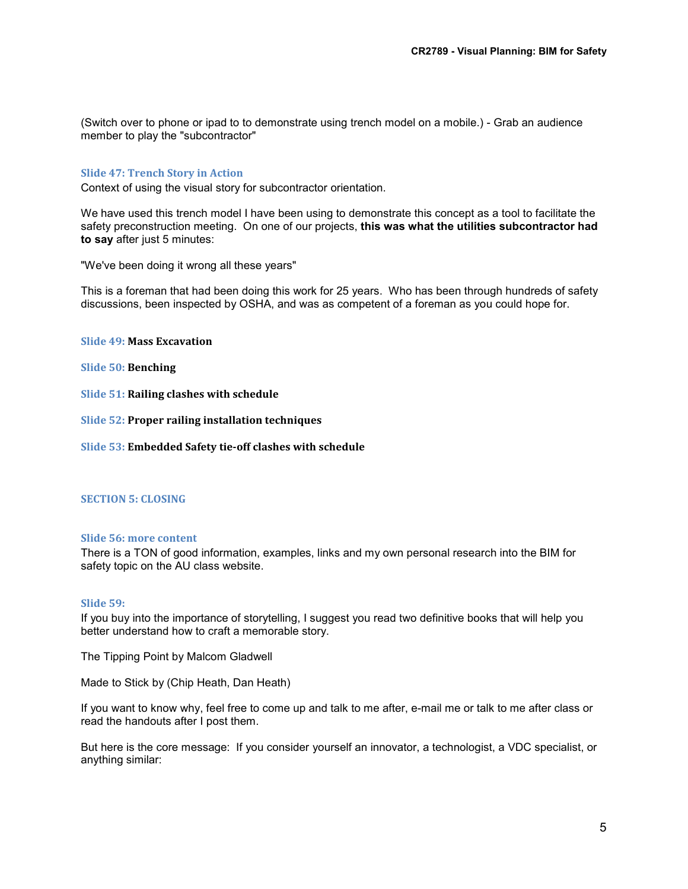(Switch over to phone or ipad to to demonstrate using trench model on a mobile.) - Grab an audience member to play the "subcontractor"

### Slide 47: Trench Story in Action

Context of using the visual story for subcontractor orientation.

We have used this trench model I have been using to demonstrate this concept as a tool to facilitate the safety preconstruction meeting. On one of our projects, **this was what the utilities subcontractor had to say** after just 5 minutes:

"We've been doing it wrong all these years"

This is a foreman that had been doing this work for 25 years. Who has been through hundreds of safety discussions, been inspected by OSHA, and was as competent of a foreman as you could hope for.

### Slide 49: **Mass Excavation**

### Slide 50: **Benching**

### Slide 51: **Railing clashes with schedule**

### Slide 52: **Proper railing installation techniques**

### Slide 53: **Embedded Safety tie-off clashes with schedule**

## SECTION 5: CLOSING

### Slide 56: more content

There is a TON of good information, examples, links and my own personal research into the BIM for safety topic on the AU class website.

### Slide 59:

If you buy into the importance of storytelling, I suggest you read two definitive books that will help you better understand how to craft a memorable story.

The Tipping Point by Malcom Gladwell

Made to Stick by (Chip Heath, Dan Heath)

If you want to know why, feel free to come up and talk to me after, e-mail me or talk to me after class or read the handouts after I post them.

But here is the core message: If you consider yourself an innovator, a technologist, a VDC specialist, or anything similar: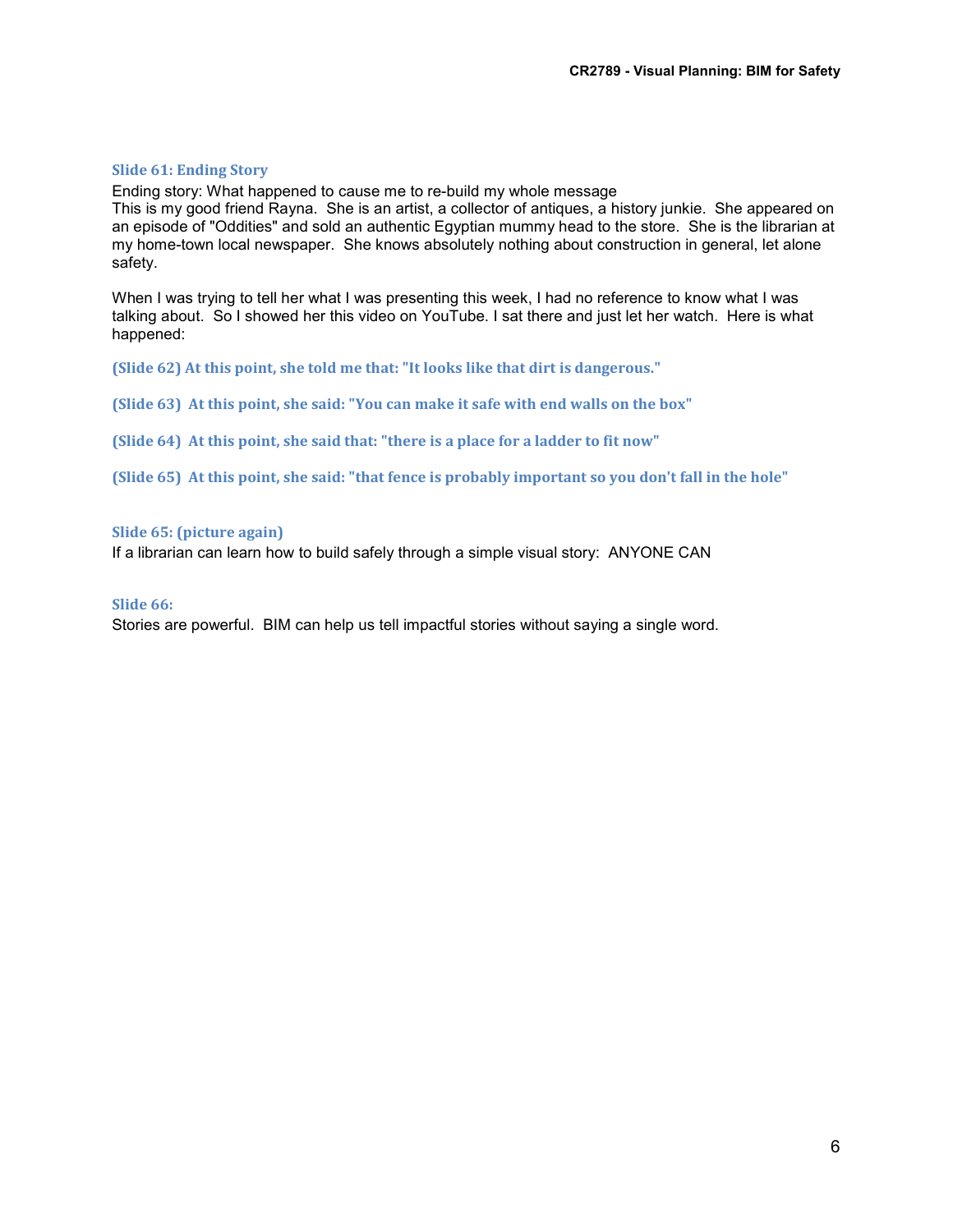### Slide 61: Ending Story

Ending story: What happened to cause me to re-build my whole message
This is my good friend Rayna. She is an artist, a collector of antiques, a history junkie. She appeared on an episode of "Oddities" and sold an authentic Egyptian mummy head to the store. She is the librarian at my home-town local newspaper. She knows absolutely nothing about construction in general, let alone safety.

When I was trying to tell her what I was presenting this week, I had no reference to know what I was talking about. So I showed her this video on YouTube. I sat there and just let her watch. Here is what happened:

**(Slide 62) At this point, she told me that: "It looks like that dirt is dangerous."**

**(Slide 63) At this point, she said: "You can make it safe with end walls on the box"**

**(Slide 64) At this point, she said that: "there is a place for a ladder to fit now"**

**(Slide 65) At this point, she said: "that fence is probably important so you don't fall in the hole"**

### Slide 65: (picture again)

If a librarian can learn how to build safely through a simple visual story: ANYONE CAN

### Slide 66:

Stories are powerful. BIM can help us tell impactful stories without saying a single word.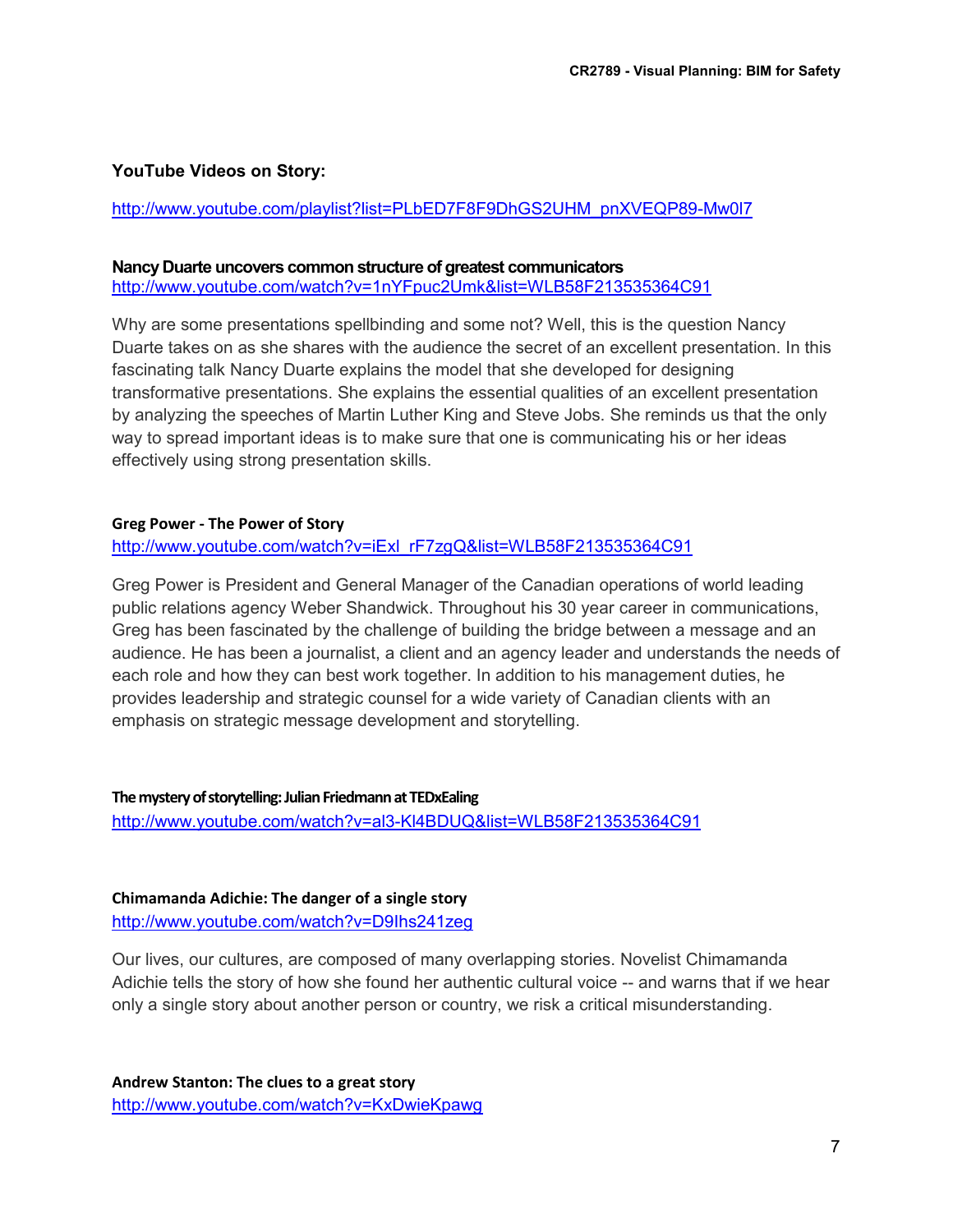### YouTube Videos on Story:

http://www.youtube.com/playlist?list=PLbED7F8F9DhGS2UHM_pnXVEQP89-Mw0l7

**Nancy Duarte uncovers common structure of greatest communicators**
http://www.youtube.com/watch?v=1nYFpuc2Umk&list=WLB58F213535364C91

Why are some presentations spellbinding and some not? Well, this is the question Nancy Duarte takes on as she shares with the audience the secret of an excellent presentation. In this fascinating talk Nancy Duarte explains the model that she developed for designing transformative presentations. She explains the essential qualities of an excellent presentation by analyzing the speeches of Martin Luther King and Steve Jobs. She reminds us that the only way to spread important ideas is to make sure that one is communicating his or her ideas effectively using strong presentation skills.

**Greg Power - The Power of Story**
http://www.youtube.com/watch?v=iExl_rF7zgQ&list=WLB58F213535364C91

Greg Power is President and General Manager of the Canadian operations of world leading public relations agency Weber Shandwick. Throughout his 30 year career in communications, Greg has been fascinated by the challenge of building the bridge between a message and an audience. He has been a journalist, a client and an agency leader and understands the needs of each role and how they can best work together. In addition to his management duties, he provides leadership and strategic counsel for a wide variety of Canadian clients with an emphasis on strategic message development and storytelling.

**The mystery of storytelling: Julian Friedmann at TEDxEaling**
http://www.youtube.com/watch?v=al3-Kl4BDUQ&list=WLB58F213535364C91

**Chimamanda Adichie: The danger of a single story**
http://www.youtube.com/watch?v=D9Ihs241zeg

Our lives, our cultures, are composed of many overlapping stories. Novelist Chimamanda Adichie tells the story of how she found her authentic cultural voice -- and warns that if we hear only a single story about another person or country, we risk a critical misunderstanding.

**Andrew Stanton: The clues to a great story**
http://www.youtube.com/watch?v=KxDwieKpawg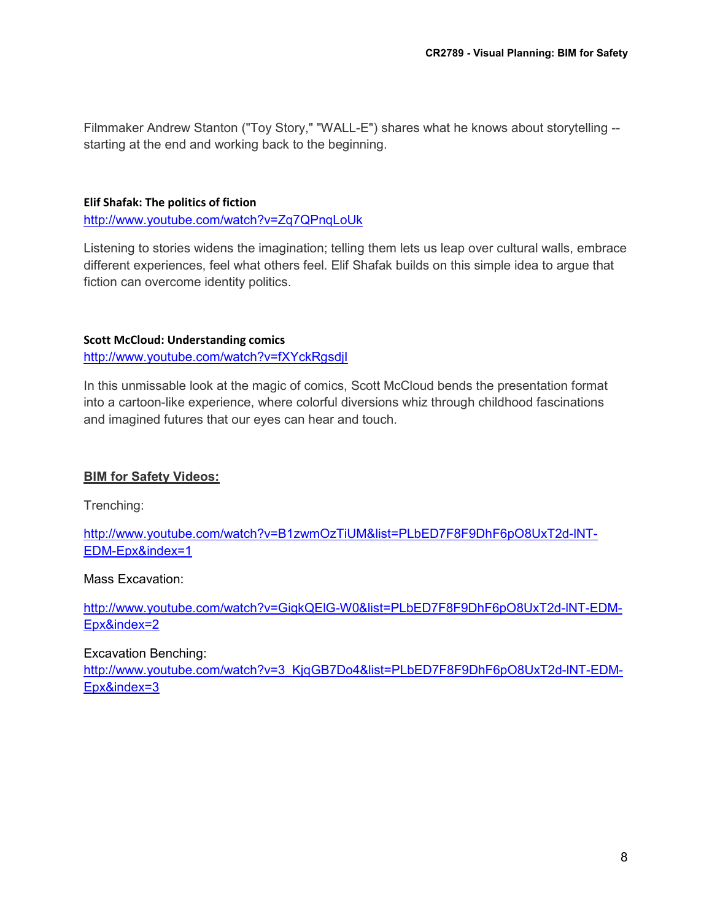Filmmaker Andrew Stanton ("Toy Story," "WALL-E") shares what he knows about storytelling -- starting at the end and working back to the beginning.

**Elif Shafak: The politics of fiction**
http://www.youtube.com/watch?v=Zq7QPnqLoUk

Listening to stories widens the imagination; telling them lets us leap over cultural walls, embrace different experiences, feel what others feel. Elif Shafak builds on this simple idea to argue that fiction can overcome identity politics.

**Scott McCloud: Understanding comics**
http://www.youtube.com/watch?v=fXYckRgsdjI

In this unmissable look at the magic of comics, Scott McCloud bends the presentation format into a cartoon-like experience, where colorful diversions whiz through childhood fascinations and imagined futures that our eyes can hear and touch.

**BIM for Safety Videos:**

Trenching:

http://www.youtube.com/watch?v=B1zwmOzTiUM&list=PLbED7F8F9DhF6pO8UxT2d-lNT-EDM-Epx&index=1

Mass Excavation:

http://www.youtube.com/watch?v=GigkQElG-W0&list=PLbED7F8F9DhF6pO8UxT2d-lNT-EDM-Epx&index=2

Excavation Benching:
http://www.youtube.com/watch?v=3_KjqGB7Do4&list=PLbED7F8F9DhF6pO8UxT2d-lNT-EDM-Epx&index=3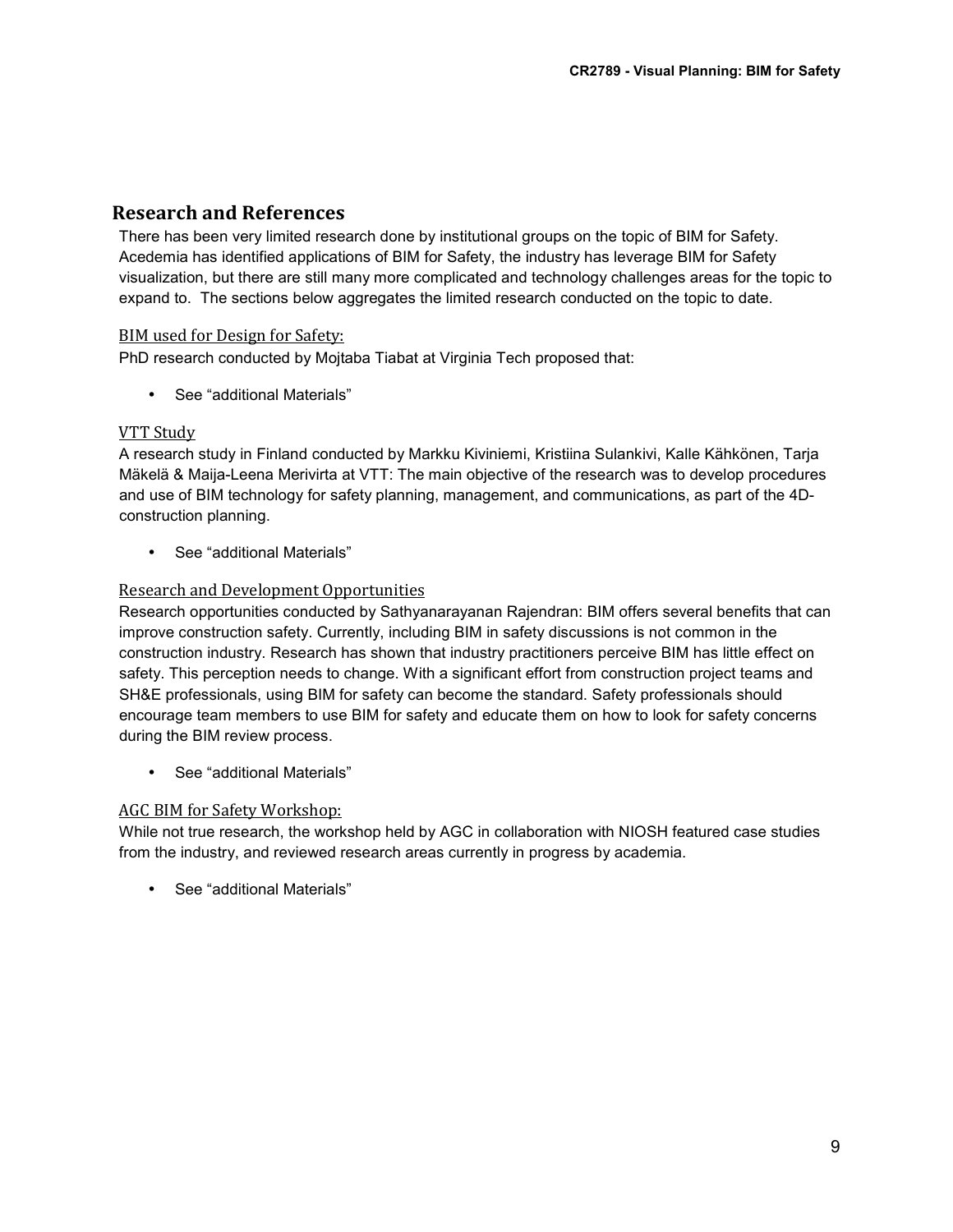## Research and References

There has been very limited research done by institutional groups on the topic of BIM for Safety. Acedemia has identified applications of BIM for Safety, the industry has leverage BIM for Safety visualization, but there are still many more complicated and technology challenges areas for the topic to expand to. The sections below aggregates the limited research conducted on the topic to date.

### BIM used for Design for Safety:

PhD research conducted by Mojtaba Tiabat at Virginia Tech proposed that:

- See "additional Materials"

### VTT Study

A research study in Finland conducted by Markku Kiviniemi, Kristiina Sulankivi, Kalle Kähkönen, Tarja Mäkelä & Maija-Leena Merivirta at VTT: The main objective of the research was to develop procedures and use of BIM technology for safety planning, management, and communications, as part of the 4D-construction planning.

- See "additional Materials"

### Research and Development Opportunities

Research opportunities conducted by Sathyanarayanan Rajendran: BIM offers several benefits that can improve construction safety. Currently, including BIM in safety discussions is not common in the construction industry. Research has shown that industry practitioners perceive BIM has little effect on safety. This perception needs to change. With a significant effort from construction project teams and SH&E professionals, using BIM for safety can become the standard. Safety professionals should encourage team members to use BIM for safety and educate them on how to look for safety concerns during the BIM review process.

- See "additional Materials"

### AGC BIM for Safety Workshop:

While not true research, the workshop held by AGC in collaboration with NIOSH featured case studies from the industry, and reviewed research areas currently in progress by academia.

- See "additional Materials"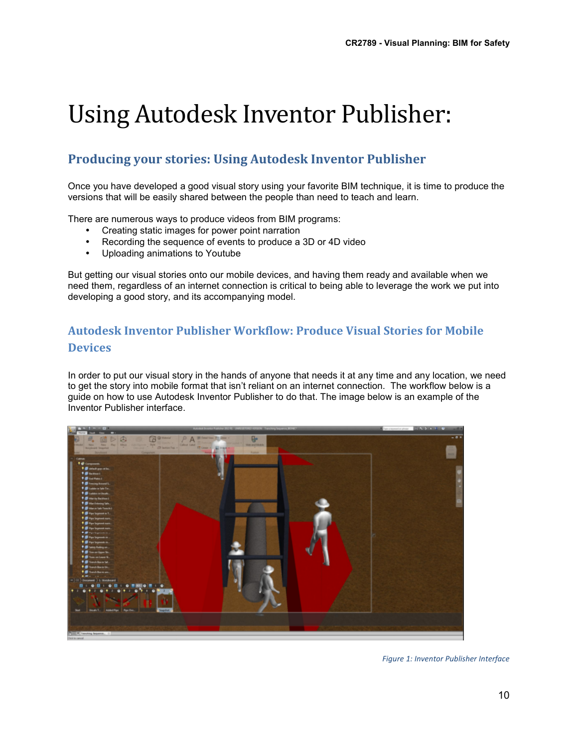# Using Autodesk Inventor Publisher:

## Producing your stories: Using Autodesk Inventor Publisher

Once you have developed a good visual story using your favorite BIM technique, it is time to produce the versions that will be easily shared between the people than need to teach and learn.

There are numerous ways to produce videos from BIM programs:

- Creating static images for power point narration
- Recording the sequence of events to produce a 3D or 4D video
- Uploading animations to Youtube

But getting our visual stories onto our mobile devices, and having them ready and available when we need them, regardless of an internet connection is critical to being able to leverage the work we put into developing a good story, and its accompanying model.

## Autodesk Inventor Publisher Workflow: Produce Visual Stories for Mobile Devices

In order to put our visual story in the hands of anyone that needs it at any time and any location, we need to get the story into mobile format that isn't reliant on an internet connection. The workflow below is a guide on how to use Autodesk Inventor Publisher to do that. The image below is an example of the Inventor Publisher interface.

*Figure 1: Inventor Publisher Interface*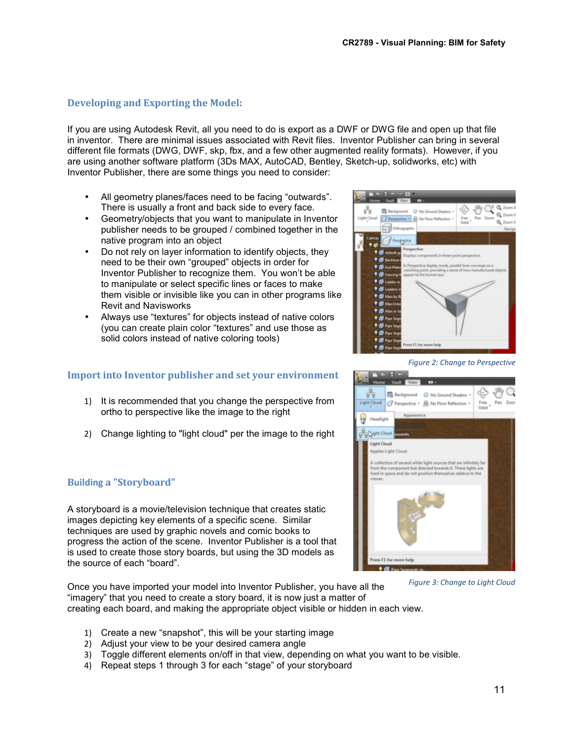## Developing and Exporting the Model:

If you are using Autodesk Revit, all you need to do is export as a DWF or DWG file and open up that file in inventor. There are minimal issues associated with Revit files. Inventor Publisher can bring in several different file formats (DWG, DWF, skp, fbx, and a few other augmented reality formats). However, if you are using another software platform (3Ds MAX, AutoCAD, Bentley, Sketch-up, solidworks, etc) with Inventor Publisher, there are some things you need to consider:

- All geometry planes/faces need to be facing "outwards". There is usually a front and back side to every face.
- Geometry/objects that you want to manipulate in Inventor publisher needs to be grouped / combined together in the native program into an object
- Do not rely on layer information to identify objects, they need to be their own "grouped" objects in order for Inventor Publisher to recognize them. You won't be able to manipulate or select specific lines or faces to make them visible or invisible like you can in other programs like Revit and Navisworks
- Always use "textures" for objects instead of native colors (you can create plain color "textures" and use those as solid colors instead of native coloring tools)

*Figure 2: Change to Perspective*

## Import into Inventor publisher and set your environment

1) It is recommended that you change the perspective from ortho to perspective like the image to the right

2) Change lighting to "light cloud" per the image to the right

*Figure 3: Change to Light Cloud*

## Building a "Storyboard"

A storyboard is a movie/television technique that creates static images depicting key elements of a specific scene. Similar techniques are used by graphic novels and comic books to progress the action of the scene. Inventor Publisher is a tool that is used to create those story boards, but using the 3D models as the source of each "board".

Once you have imported your model into Inventor Publisher, you have all the "imagery" that you need to create a story board, it is now just a matter of creating each board, and making the appropriate object visible or hidden in each view.

1) Create a new "snapshot", this will be your starting image
2) Adjust your view to be your desired camera angle
3) Toggle different elements on/off in that view, depending on what you want to be visible.
4) Repeat steps 1 through 3 for each "stage" of your storyboard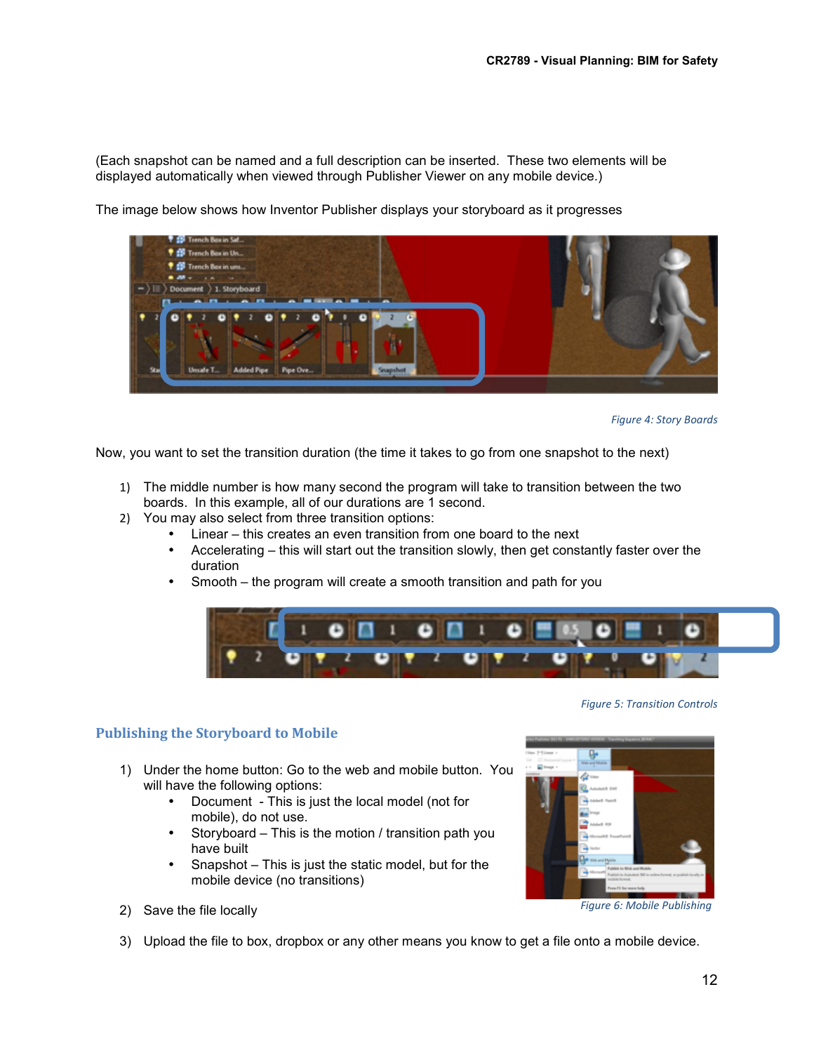(Each snapshot can be named and a full description can be inserted. These two elements will be displayed automatically when viewed through Publisher Viewer on any mobile device.)

The image below shows how Inventor Publisher displays your storyboard as it progresses

*Figure 4: Story Boards*

Now, you want to set the transition duration (the time it takes to go from one snapshot to the next)

1) The middle number is how many second the program will take to transition between the two boards. In this example, all of our durations are 1 second.
2) You may also select from three transition options:
   - Linear – this creates an even transition from one board to the next
   - Accelerating – this will start out the transition slowly, then get constantly faster over the duration
   - Smooth – the program will create a smooth transition and path for you

*Figure 5: Transition Controls*

## Publishing the Storyboard to Mobile

1) Under the home button: Go to the web and mobile button. You will have the following options:
   - Document - This is just the local model (not for mobile), do not use.
   - Storyboard – This is the motion / transition path you have built
   - Snapshot – This is just the static model, but for the mobile device (no transitions)
2) Save the file locally
3) Upload the file to box, dropbox or any other means you know to get a file onto a mobile device.

*Figure 6: Mobile Publishing*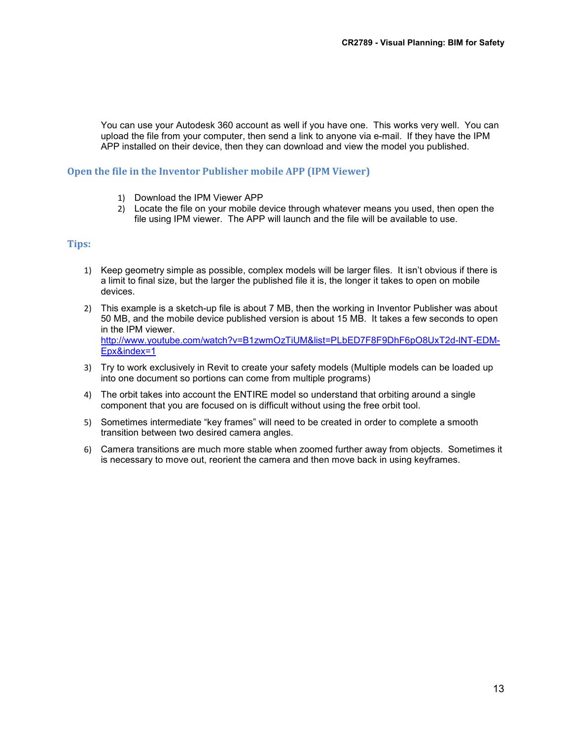You can use your Autodesk 360 account as well if you have one. This works very well. You can upload the file from your computer, then send a link to anyone via e-mail. If they have the IPM APP installed on their device, then they can download and view the model you published.

## Open the file in the Inventor Publisher mobile APP (IPM Viewer)

1) Download the IPM Viewer APP
2) Locate the file on your mobile device through whatever means you used, then open the file using IPM viewer. The APP will launch and the file will be available to use.

## Tips:

1) Keep geometry simple as possible, complex models will be larger files. It isn't obvious if there is a limit to final size, but the larger the published file it is, the longer it takes to open on mobile devices.
2) This example is a sketch-up file is about 7 MB, then the working in Inventor Publisher was about 50 MB, and the mobile device published version is about 15 MB. It takes a few seconds to open in the IPM viewer.
http://www.youtube.com/watch?v=B1zwmOzTiUM&list=PLbED7F8F9DhF6pO8UxT2d-INT-EDM-Epx&index=1
3) Try to work exclusively in Revit to create your safety models (Multiple models can be loaded up into one document so portions can come from multiple programs)
4) The orbit takes into account the ENTIRE model so understand that orbiting around a single component that you are focused on is difficult without using the free orbit tool.
5) Sometimes intermediate "key frames" will need to be created in order to complete a smooth transition between two desired camera angles.
6) Camera transitions are much more stable when zoomed further away from objects. Sometimes it is necessary to move out, reorient the camera and then move back in using keyframes.